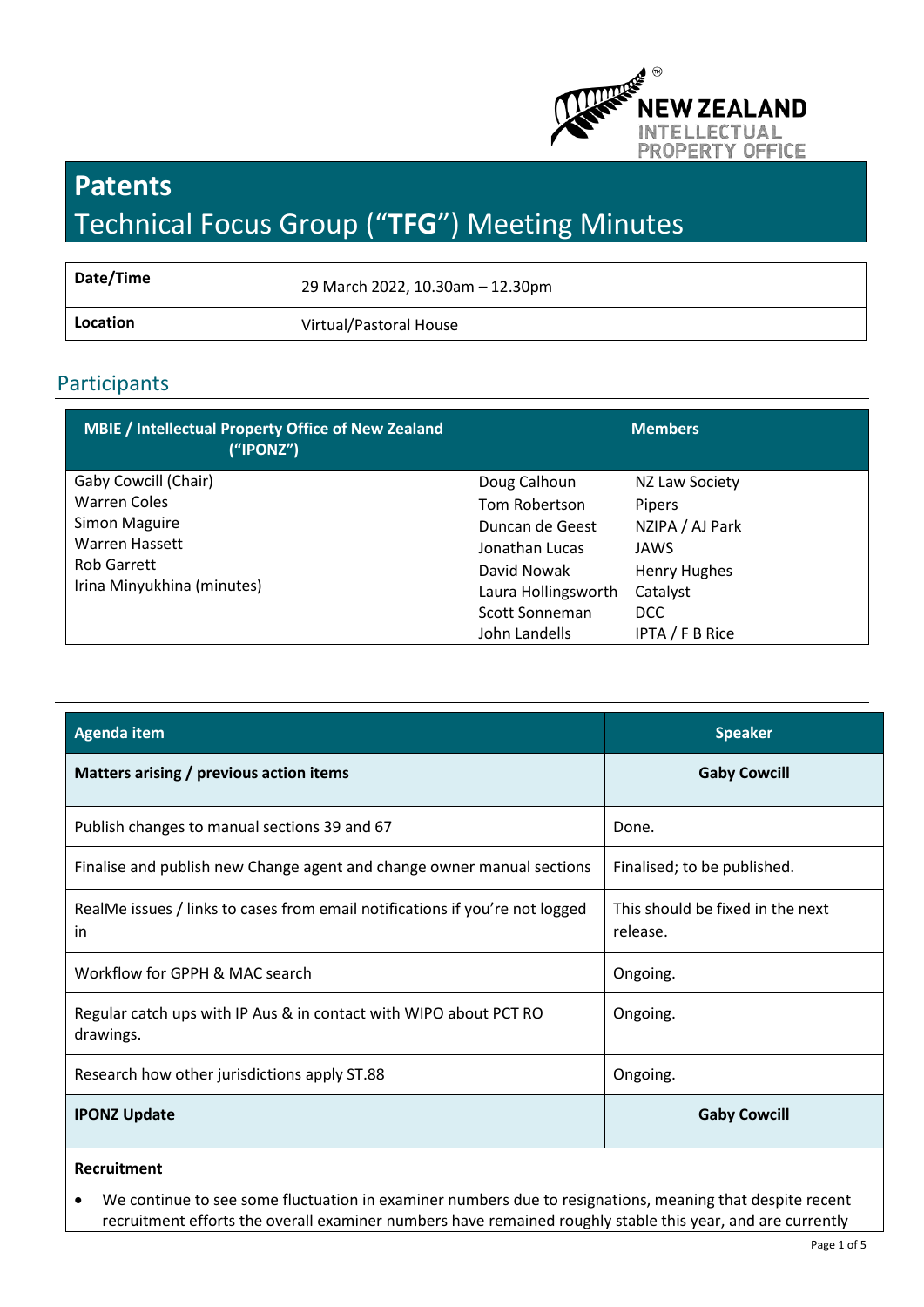# Patents

## Technical Focus Group ("**TFG**") Meeting Minutes

| | |
|---|---|
| **Date/Time** | 29 March 2022, 10.30am – 12.30pm |
| **Location** | Virtual/Pastoral House |

## Participants

| MBIE / Intellectual Property Office of New Zealand ("IPONZ") | Members | |
|---|---|---|
| Gaby Cowcill (Chair) | Doug Calhoun | NZ Law Society |
| Warren Coles | Tom Robertson | Pipers |
| Simon Maguire | Duncan de Geest | NZIPA / AJ Park |
| Warren Hassett | Jonathan Lucas | JAWS |
| Rob Garrett | David Nowak | Henry Hughes |
| Irina Minyukhina (minutes) | Laura Hollingsworth | Catalyst |
| | Scott Sonneman | DCC |
| | John Landells | IPTA / F B Rice |

| Agenda item | Speaker |
|---|---|
| **Matters arising / previous action items** | **Gaby Cowcill** |
| Publish changes to manual sections 39 and 67 | Done. |
| Finalise and publish new Change agent and change owner manual sections | Finalised; to be published. |
| RealMe issues / links to cases from email notifications if you're not logged in | This should be fixed in the next release. |
| Workflow for GPPH & MAC search | Ongoing. |
| Regular catch ups with IP Aus & in contact with WIPO about PCT RO drawings. | Ongoing. |
| Research how other jurisdictions apply ST.88 | Ongoing. |
| **IPONZ Update** | **Gaby Cowcill** |

**Recruitment**

- We continue to see some fluctuation in examiner numbers due to resignations, meaning that despite recent recruitment efforts the overall examiner numbers have remained roughly stable this year, and are currently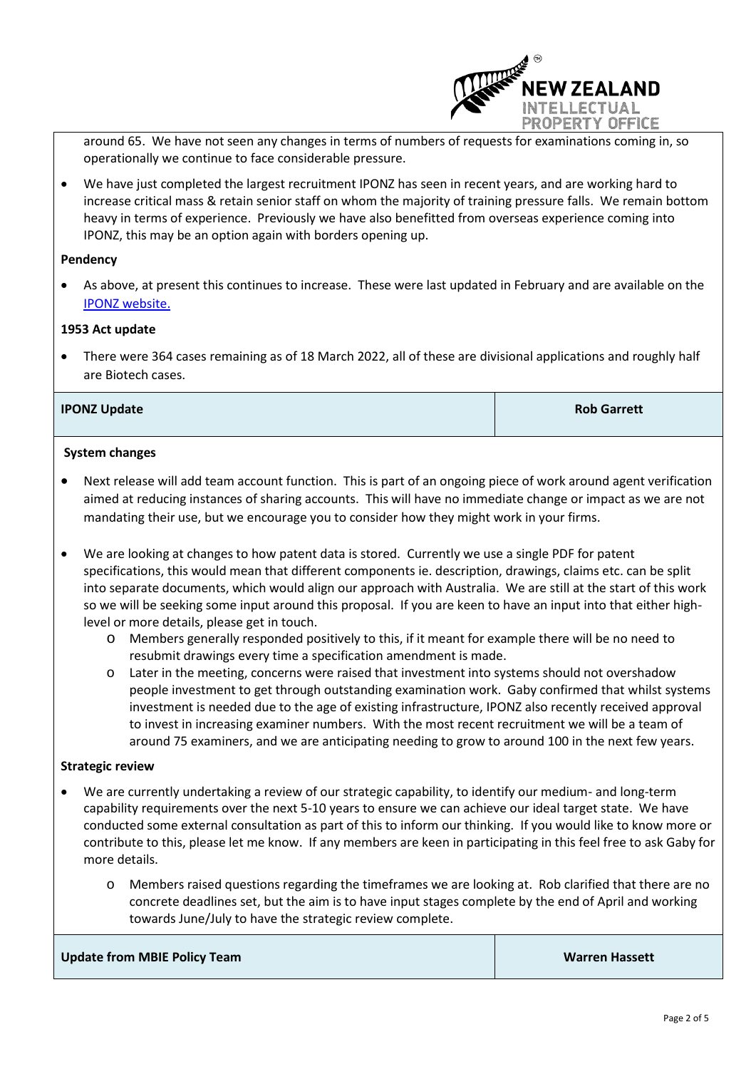around 65. We have not seen any changes in terms of numbers of requests for examinations coming in, so operationally we continue to face considerable pressure.

- We have just completed the largest recruitment IPONZ has seen in recent years, and are working hard to increase critical mass & retain senior staff on whom the majority of training pressure falls. We remain bottom heavy in terms of experience. Previously we have also benefitted from overseas experience coming into IPONZ, this may be an option again with borders opening up.

**Pendency**

- As above, at present this continues to increase. These were last updated in February and are available on the IPONZ website.

**1953 Act update**

- There were 364 cases remaining as of 18 March 2022, all of these are divisional applications and roughly half are Biotech cases.

| **IPONZ Update** | **Rob Garrett** |
|---|---|

**System changes**

- Next release will add team account function. This is part of an ongoing piece of work around agent verification aimed at reducing instances of sharing accounts. This will have no immediate change or impact as we are not mandating their use, but we encourage you to consider how they might work in your firms.

- We are looking at changes to how patent data is stored. Currently we use a single PDF for patent specifications, this would mean that different components ie. description, drawings, claims etc. can be split into separate documents, which would align our approach with Australia. We are still at the start of this work so we will be seeking some input around this proposal. If you are keen to have an input into that either high-level or more details, please get in touch.
  - Members generally responded positively to this, if it meant for example there will be no need to resubmit drawings every time a specification amendment is made.
  - Later in the meeting, concerns were raised that investment into systems should not overshadow people investment to get through outstanding examination work. Gaby confirmed that whilst systems investment is needed due to the age of existing infrastructure, IPONZ also recently received approval to invest in increasing examiner numbers. With the most recent recruitment we will be a team of around 75 examiners, and we are anticipating needing to grow to around 100 in the next few years.

**Strategic review**

- We are currently undertaking a review of our strategic capability, to identify our medium- and long-term capability requirements over the next 5-10 years to ensure we can achieve our ideal target state. We have conducted some external consultation as part of this to inform our thinking. If you would like to know more or contribute to this, please let me know. If any members are keen in participating in this feel free to ask Gaby for more details.
  - Members raised questions regarding the timeframes we are looking at. Rob clarified that there are no concrete deadlines set, but the aim is to have input stages complete by the end of April and working towards June/July to have the strategic review complete.

| **Update from MBIE Policy Team** | **Warren Hassett** |
|---|---|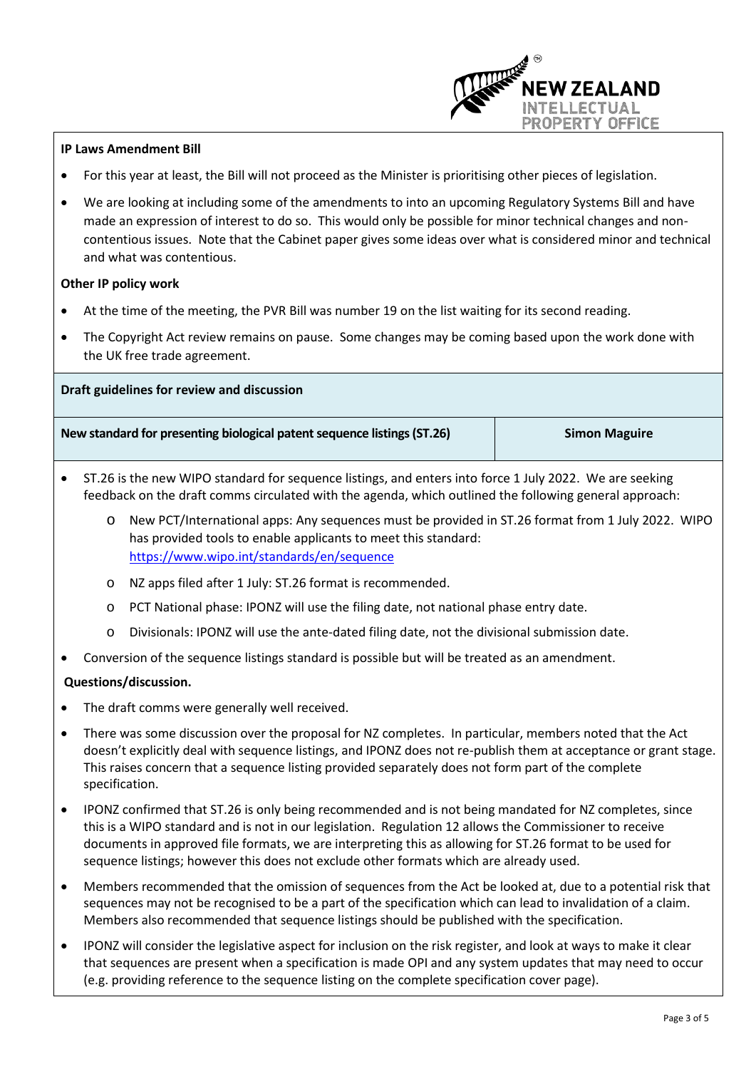**IP Laws Amendment Bill**

- For this year at least, the Bill will not proceed as the Minister is prioritising other pieces of legislation.
- We are looking at including some of the amendments to into an upcoming Regulatory Systems Bill and have made an expression of interest to do so. This would only be possible for minor technical changes and non-contentious issues. Note that the Cabinet paper gives some ideas over what is considered minor and technical and what was contentious.

**Other IP policy work**

- At the time of the meeting, the PVR Bill was number 19 on the list waiting for its second reading.
- The Copyright Act review remains on pause. Some changes may be coming based upon the work done with the UK free trade agreement.

**Draft guidelines for review and discussion**

| New standard for presenting biological patent sequence listings (ST.26) | Simon Maguire |
|---|---|

- ST.26 is the new WIPO standard for sequence listings, and enters into force 1 July 2022. We are seeking feedback on the draft comms circulated with the agenda, which outlined the following general approach:
    - New PCT/International apps: Any sequences must be provided in ST.26 format from 1 July 2022. WIPO has provided tools to enable applicants to meet this standard: https://www.wipo.int/standards/en/sequence
    - NZ apps filed after 1 July: ST.26 format is recommended.
    - PCT National phase: IPONZ will use the filing date, not national phase entry date.
    - Divisionals: IPONZ will use the ante-dated filing date, not the divisional submission date.
- Conversion of the sequence listings standard is possible but will be treated as an amendment.

**Questions/discussion.**

- The draft comms were generally well received.
- There was some discussion over the proposal for NZ completes. In particular, members noted that the Act doesn't explicitly deal with sequence listings, and IPONZ does not re-publish them at acceptance or grant stage. This raises concern that a sequence listing provided separately does not form part of the complete specification.
- IPONZ confirmed that ST.26 is only being recommended and is not being mandated for NZ completes, since this is a WIPO standard and is not in our legislation. Regulation 12 allows the Commissioner to receive documents in approved file formats, we are interpreting this as allowing for ST.26 format to be used for sequence listings; however this does not exclude other formats which are already used.
- Members recommended that the omission of sequences from the Act be looked at, due to a potential risk that sequences may not be recognised to be a part of the specification which can lead to invalidation of a claim. Members also recommended that sequence listings should be published with the specification.
- IPONZ will consider the legislative aspect for inclusion on the risk register, and look at ways to make it clear that sequences are present when a specification is made OPI and any system updates that may need to occur (e.g. providing reference to the sequence listing on the complete specification cover page).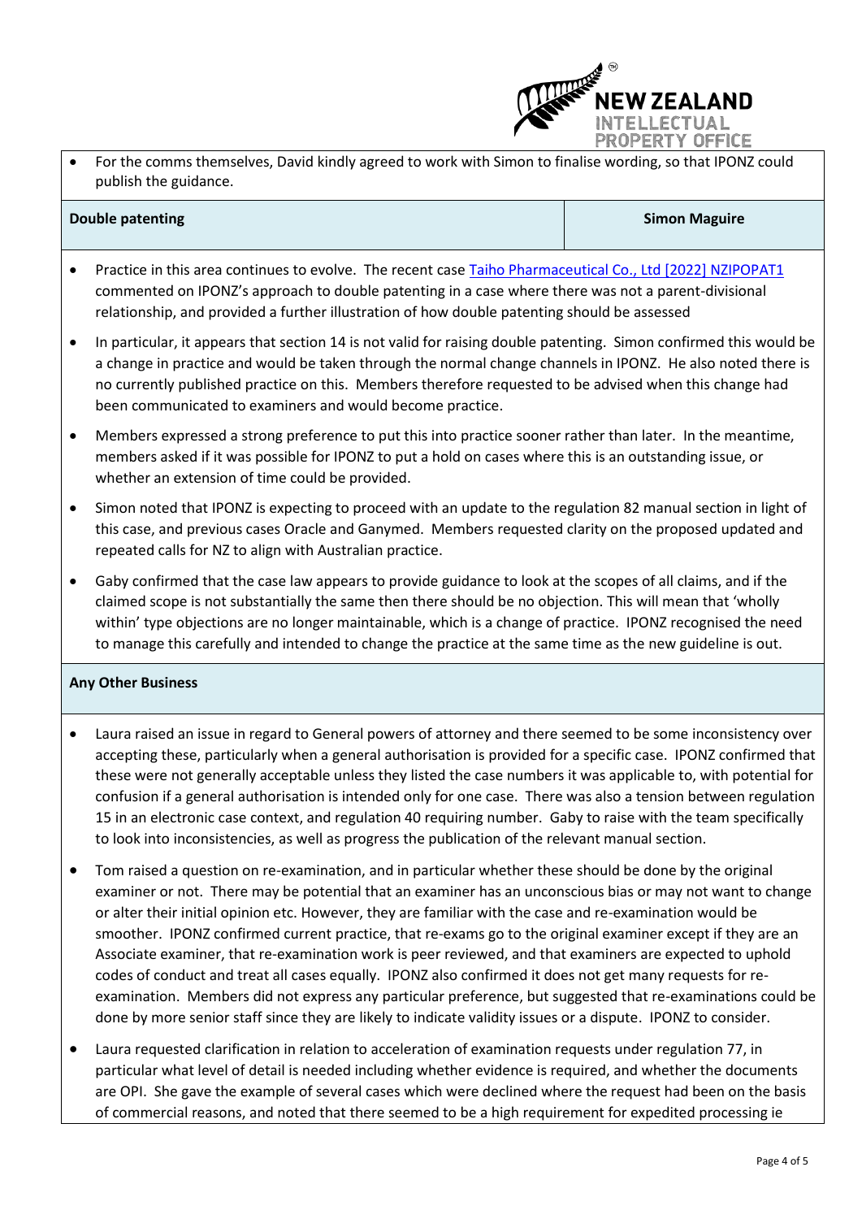- For the comms themselves, David kindly agreed to work with Simon to finalise wording, so that IPONZ could publish the guidance.

| **Double patenting** | **Simon Maguire** |
| --- | --- |

- Practice in this area continues to evolve. The recent case [Taiho Pharmaceutical Co., Ltd [2022] NZIPOPAT1] commented on IPONZ's approach to double patenting in a case where there was not a parent-divisional relationship, and provided a further illustration of how double patenting should be assessed
- In particular, it appears that section 14 is not valid for raising double patenting. Simon confirmed this would be a change in practice and would be taken through the normal change channels in IPONZ. He also noted there is no currently published practice on this. Members therefore requested to be advised when this change had been communicated to examiners and would become practice.
- Members expressed a strong preference to put this into practice sooner rather than later. In the meantime, members asked if it was possible for IPONZ to put a hold on cases where this is an outstanding issue, or whether an extension of time could be provided.
- Simon noted that IPONZ is expecting to proceed with an update to the regulation 82 manual section in light of this case, and previous cases Oracle and Ganymed. Members requested clarity on the proposed updated and repeated calls for NZ to align with Australian practice.
- Gaby confirmed that the case law appears to provide guidance to look at the scopes of all claims, and if the claimed scope is not substantially the same then there should be no objection. This will mean that 'wholly within' type objections are no longer maintainable, which is a change of practice. IPONZ recognised the need to manage this carefully and intended to change the practice at the same time as the new guideline is out.

| **Any Other Business** |
| --- |

- Laura raised an issue in regard to General powers of attorney and there seemed to be some inconsistency over accepting these, particularly when a general authorisation is provided for a specific case. IPONZ confirmed that these were not generally acceptable unless they listed the case numbers it was applicable to, with potential for confusion if a general authorisation is intended only for one case. There was also a tension between regulation 15 in an electronic case context, and regulation 40 requiring number. Gaby to raise with the team specifically to look into inconsistencies, as well as progress the publication of the relevant manual section.
- Tom raised a question on re-examination, and in particular whether these should be done by the original examiner or not. There may be potential that an examiner has an unconscious bias or may not want to change or alter their initial opinion etc. However, they are familiar with the case and re-examination would be smoother. IPONZ confirmed current practice, that re-exams go to the original examiner except if they are an Associate examiner, that re-examination work is peer reviewed, and that examiners are expected to uphold codes of conduct and treat all cases equally. IPONZ also confirmed it does not get many requests for re-examination. Members did not express any particular preference, but suggested that re-examinations could be done by more senior staff since they are likely to indicate validity issues or a dispute. IPONZ to consider.
- Laura requested clarification in relation to acceleration of examination requests under regulation 77, in particular what level of detail is needed including whether evidence is required, and whether the documents are OPI. She gave the example of several cases which were declined where the request had been on the basis of commercial reasons, and noted that there seemed to be a high requirement for expedited processing ie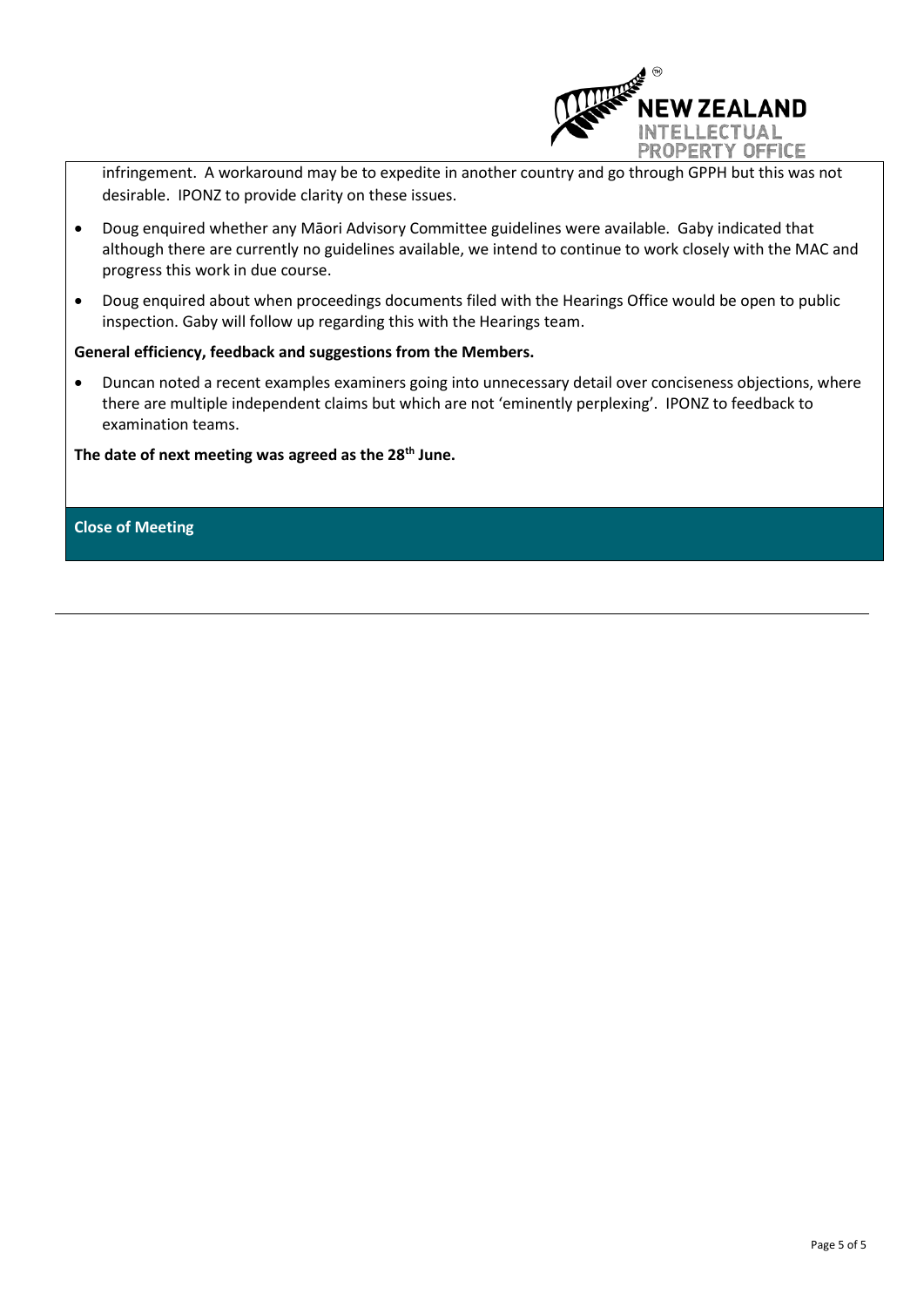infringement. A workaround may be to expedite in another country and go through GPPH but this was not desirable. IPONZ to provide clarity on these issues.

- Doug enquired whether any Māori Advisory Committee guidelines were available. Gaby indicated that although there are currently no guidelines available, we intend to continue to work closely with the MAC and progress this work in due course.
- Doug enquired about when proceedings documents filed with the Hearings Office would be open to public inspection. Gaby will follow up regarding this with the Hearings team.

**General efficiency, feedback and suggestions from the Members.**

- Duncan noted a recent examples examiners going into unnecessary detail over conciseness objections, where there are multiple independent claims but which are not 'eminently perplexing'. IPONZ to feedback to examination teams.

**The date of next meeting was agreed as the 28th June.**

**Close of Meeting**